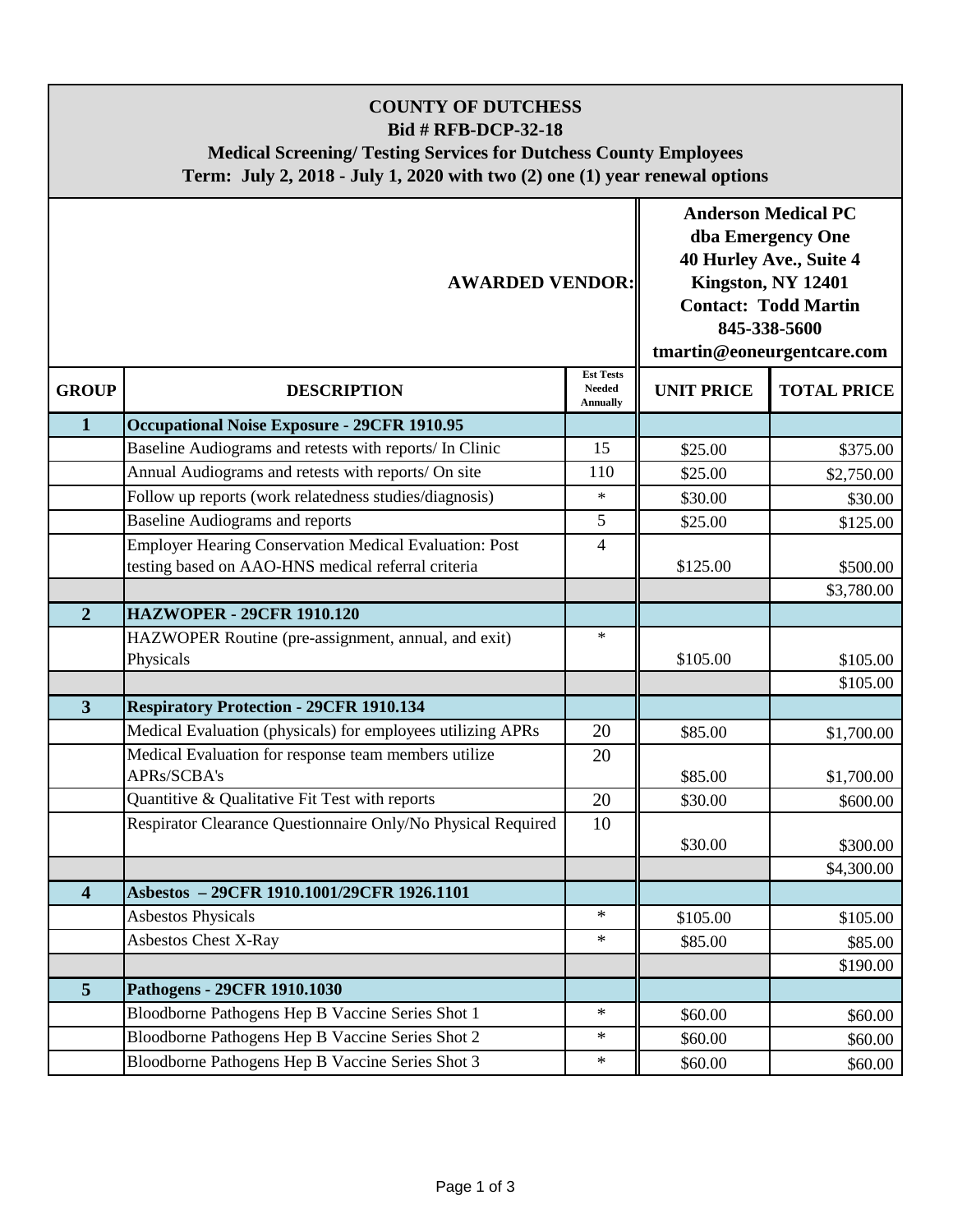# COUNTY OF DUTCHESS

**Bid # RFB-DCP-32-18**

**Medical Screening/ Testing Services for Dutchess County Employees**

**Term: July 2, 2018 - July 1, 2020 with two (2) one (1) year renewal options**

**AWARDED VENDOR:**

**Anderson Medical PC**
**dba Emergency One**
**40 Hurley Ave., Suite 4**
**Kingston, NY 12401**
**Contact: Todd Martin**
**845-338-5600**
**tmartin@eoneurgentcare.com**

| GROUP | DESCRIPTION | Est Tests Needed Annually | UNIT PRICE | TOTAL PRICE |
|---|---|---|---|---|
| **1** | **Occupational Noise Exposure - 29CFR 1910.95** | | | |
| | Baseline Audiograms and retests with reports/ In Clinic | 15 | $25.00 | $375.00 |
| | Annual Audiograms and retests with reports/ On site | 110 | $25.00 | $2,750.00 |
| | Follow up reports (work relatedness studies/diagnosis) | * | $30.00 | $30.00 |
| | Baseline Audiograms and reports | 5 | $25.00 | $125.00 |
| | Employer Hearing Conservation Medical Evaluation: Post testing based on AAO-HNS medical referral criteria | 4 | $125.00 | $500.00 |
| | | | | $3,780.00 |
| **2** | **HAZWOPER - 29CFR 1910.120** | | | |
| | HAZWOPER Routine (pre-assignment, annual, and exit) Physicals | * | $105.00 | $105.00 |
| | | | | $105.00 |
| **3** | **Respiratory Protection - 29CFR 1910.134** | | | |
| | Medical Evaluation (physicals) for employees utilizing APRs | 20 | $85.00 | $1,700.00 |
| | Medical Evaluation for response team members utilize APRs/SCBA's | 20 | $85.00 | $1,700.00 |
| | Quantitive & Qualitative Fit Test with reports | 20 | $30.00 | $600.00 |
| | Respirator Clearance Questionnaire Only/No Physical Required | 10 | $30.00 | $300.00 |
| | | | | $4,300.00 |
| **4** | **Asbestos – 29CFR 1910.1001/29CFR 1926.1101** | | | |
| | Asbestos Physicals | * | $105.00 | $105.00 |
| | Asbestos Chest X-Ray | * | $85.00 | $85.00 |
| | | | | $190.00 |
| **5** | **Pathogens - 29CFR 1910.1030** | | | |
| | Bloodborne Pathogens Hep B Vaccine Series Shot 1 | * | $60.00 | $60.00 |
| | Bloodborne Pathogens Hep B Vaccine Series Shot 2 | * | $60.00 | $60.00 |
| | Bloodborne Pathogens Hep B Vaccine Series Shot 3 | * | $60.00 | $60.00 |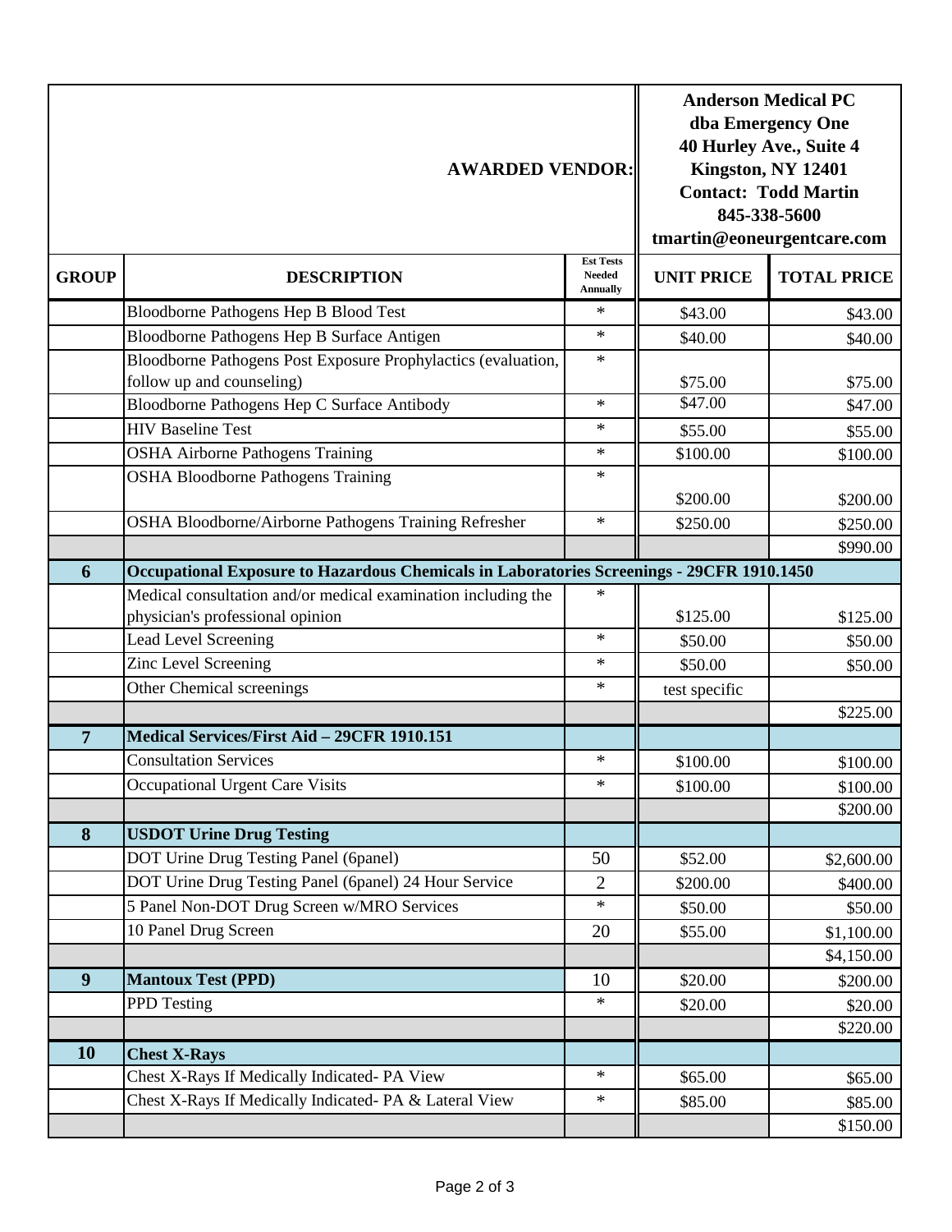| | | AWARDED VENDOR: | Anderson Medical PC dba Emergency One 40 Hurley Ave., Suite 4 Kingston, NY 12401 Contact: Todd Martin 845-338-5600 tmartin@eoneurgentcare.com | |
|---|---|---|---|---|
| **GROUP** | **DESCRIPTION** | **Est Tests Needed Annually** | **UNIT PRICE** | **TOTAL PRICE** |
| | Bloodborne Pathogens Hep B Blood Test | * | $43.00 | $43.00 |
| | Bloodborne Pathogens Hep B Surface Antigen | * | $40.00 | $40.00 |
| | Bloodborne Pathogens Post Exposure Prophylactics (evaluation, follow up and counseling) | * | $75.00 | $75.00 |
| | Bloodborne Pathogens Hep C Surface Antibody | * | $47.00 | $47.00 |
| | HIV Baseline Test | * | $55.00 | $55.00 |
| | OSHA Airborne Pathogens Training | * | $100.00 | $100.00 |
| | OSHA Bloodborne Pathogens Training | * | $200.00 | $200.00 |
| | OSHA Bloodborne/Airborne Pathogens Training Refresher | * | $250.00 | $250.00 |
| | | | | $990.00 |
| **6** | **Occupational Exposure to Hazardous Chemicals in Laboratories Screenings - 29CFR 1910.1450** | | | |
| | Medical consultation and/or medical examination including the physician's professional opinion | * | $125.00 | $125.00 |
| | Lead Level Screening | * | $50.00 | $50.00 |
| | Zinc Level Screening | * | $50.00 | $50.00 |
| | Other Chemical screenings | * | test specific | |
| | | | | $225.00 |
| **7** | **Medical Services/First Aid – 29CFR 1910.151** | | | |
| | Consultation Services | * | $100.00 | $100.00 |
| | Occupational Urgent Care Visits | * | $100.00 | $100.00 |
| | | | | $200.00 |
| **8** | **USDOT Urine Drug Testing** | | | |
| | DOT Urine Drug Testing Panel (6panel) | 50 | $52.00 | $2,600.00 |
| | DOT Urine Drug Testing Panel (6panel) 24 Hour Service | 2 | $200.00 | $400.00 |
| | 5 Panel Non-DOT Drug Screen w/MRO Services | * | $50.00 | $50.00 |
| | 10 Panel Drug Screen | 20 | $55.00 | $1,100.00 |
| | | | | $4,150.00 |
| **9** | **Mantoux Test (PPD)** | 10 | $20.00 | $200.00 |
| | PPD Testing | * | $20.00 | $20.00 |
| | | | | $220.00 |
| **10** | **Chest X-Rays** | | | |
| | Chest X-Rays If Medically Indicated- PA View | * | $65.00 | $65.00 |
| | Chest X-Rays If Medically Indicated- PA & Lateral View | * | $85.00 | $85.00 |
| | | | | $150.00 |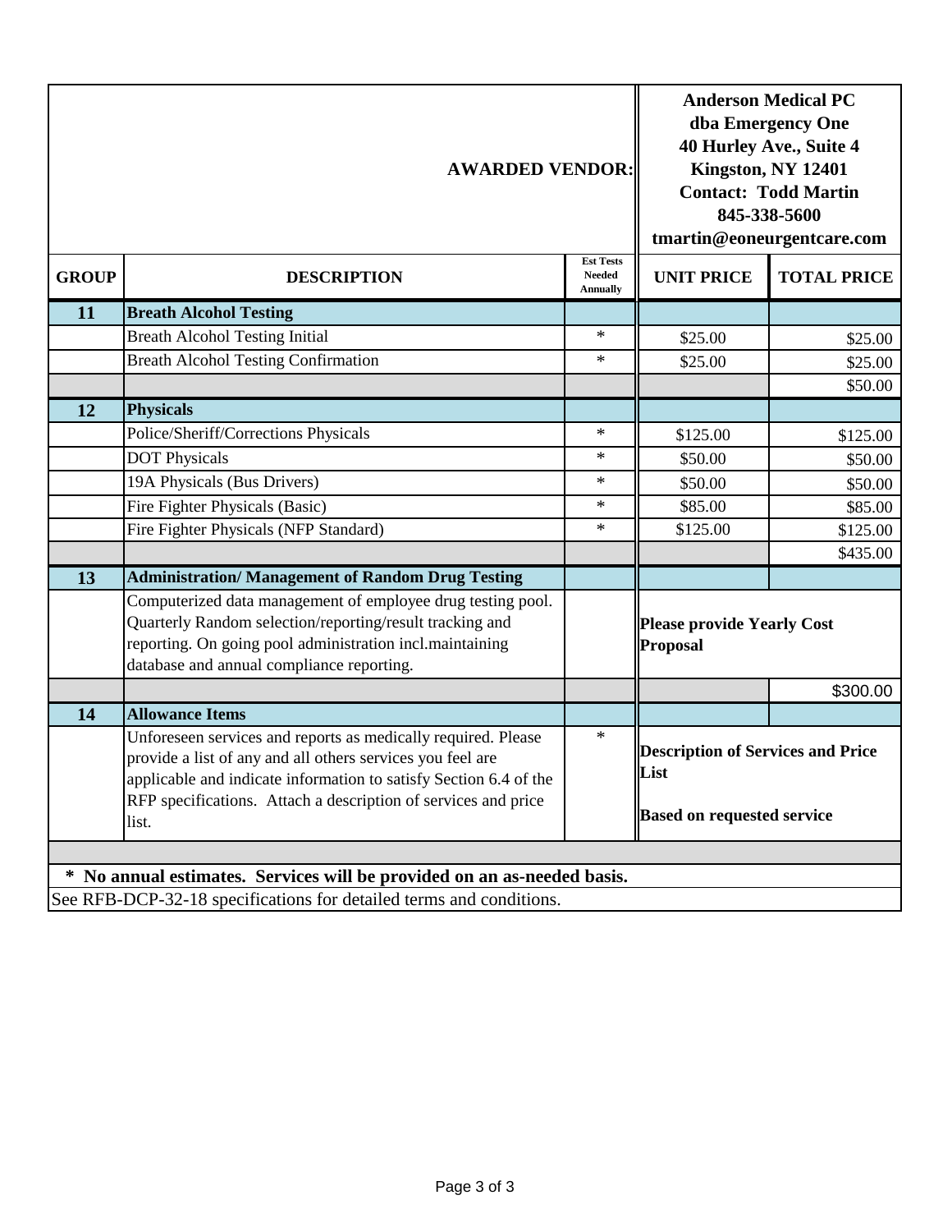| | | | | |
|---|---|---|---|---|
| | **AWARDED VENDOR:** | | **Anderson Medical PC dba Emergency One 40 Hurley Ave., Suite 4 Kingston, NY 12401 Contact: Todd Martin 845-338-5600 tmartin@eoneurgentcare.com** | |
| **GROUP** | **DESCRIPTION** | **Est Tests Needed Annually** | **UNIT PRICE** | **TOTAL PRICE** |
| **11** | **Breath Alcohol Testing** | | | |
| | Breath Alcohol Testing Initial | * | $25.00 | $25.00 |
| | Breath Alcohol Testing Confirmation | * | $25.00 | $25.00 |
| | | | | $50.00 |
| **12** | **Physicals** | | | |
| | Police/Sheriff/Corrections Physicals | * | $125.00 | $125.00 |
| | DOT Physicals | * | $50.00 | $50.00 |
| | 19A Physicals (Bus Drivers) | * | $50.00 | $50.00 |
| | Fire Fighter Physicals (Basic) | * | $85.00 | $85.00 |
| | Fire Fighter Physicals (NFP Standard) | * | $125.00 | $125.00 |
| | | | | $435.00 |
| **13** | **Administration/ Management of Random Drug Testing** | | | |
| | Computerized data management of employee drug testing pool. Quarterly Random selection/reporting/result tracking and reporting. On going pool administration incl.maintaining database and annual compliance reporting. | | **Please provide Yearly Cost Proposal** | |
| | | | | $300.00 |
| **14** | **Allowance Items** | | | |
| | Unforeseen services and reports as medically required. Please provide a list of any and all others services you feel are applicable and indicate information to satisfy Section 6.4 of the RFP specifications. Attach a description of services and price list. | * | **Description of Services and Price List**<br><br>**Based on requested service** | |

**\* No annual estimates. Services will be provided on an as-needed basis.**

See RFB-DCP-32-18 specifications for detailed terms and conditions.